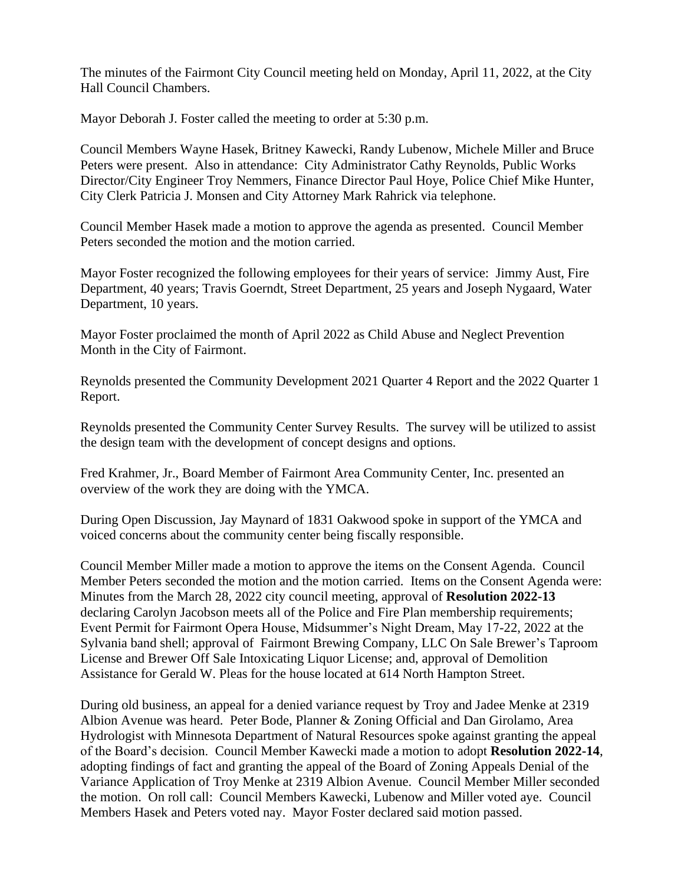The minutes of the Fairmont City Council meeting held on Monday, April 11, 2022, at the City Hall Council Chambers.

Mayor Deborah J. Foster called the meeting to order at 5:30 p.m.

Council Members Wayne Hasek, Britney Kawecki, Randy Lubenow, Michele Miller and Bruce Peters were present. Also in attendance: City Administrator Cathy Reynolds, Public Works Director/City Engineer Troy Nemmers, Finance Director Paul Hoye, Police Chief Mike Hunter, City Clerk Patricia J. Monsen and City Attorney Mark Rahrick via telephone.

Council Member Hasek made a motion to approve the agenda as presented. Council Member Peters seconded the motion and the motion carried.

Mayor Foster recognized the following employees for their years of service: Jimmy Aust, Fire Department, 40 years; Travis Goerndt, Street Department, 25 years and Joseph Nygaard, Water Department, 10 years.

Mayor Foster proclaimed the month of April 2022 as Child Abuse and Neglect Prevention Month in the City of Fairmont.

Reynolds presented the Community Development 2021 Quarter 4 Report and the 2022 Quarter 1 Report.

Reynolds presented the Community Center Survey Results. The survey will be utilized to assist the design team with the development of concept designs and options.

Fred Krahmer, Jr., Board Member of Fairmont Area Community Center, Inc. presented an overview of the work they are doing with the YMCA.

During Open Discussion, Jay Maynard of 1831 Oakwood spoke in support of the YMCA and voiced concerns about the community center being fiscally responsible.

Council Member Miller made a motion to approve the items on the Consent Agenda. Council Member Peters seconded the motion and the motion carried. Items on the Consent Agenda were: Minutes from the March 28, 2022 city council meeting, approval of **Resolution 2022-13** declaring Carolyn Jacobson meets all of the Police and Fire Plan membership requirements; Event Permit for Fairmont Opera House, Midsummer's Night Dream, May 17-22, 2022 at the Sylvania band shell; approval of Fairmont Brewing Company, LLC On Sale Brewer's Taproom License and Brewer Off Sale Intoxicating Liquor License; and, approval of Demolition Assistance for Gerald W. Pleas for the house located at 614 North Hampton Street.

During old business, an appeal for a denied variance request by Troy and Jadee Menke at 2319 Albion Avenue was heard. Peter Bode, Planner & Zoning Official and Dan Girolamo, Area Hydrologist with Minnesota Department of Natural Resources spoke against granting the appeal of the Board's decision. Council Member Kawecki made a motion to adopt **Resolution 2022-14**, adopting findings of fact and granting the appeal of the Board of Zoning Appeals Denial of the Variance Application of Troy Menke at 2319 Albion Avenue. Council Member Miller seconded the motion. On roll call: Council Members Kawecki, Lubenow and Miller voted aye. Council Members Hasek and Peters voted nay. Mayor Foster declared said motion passed.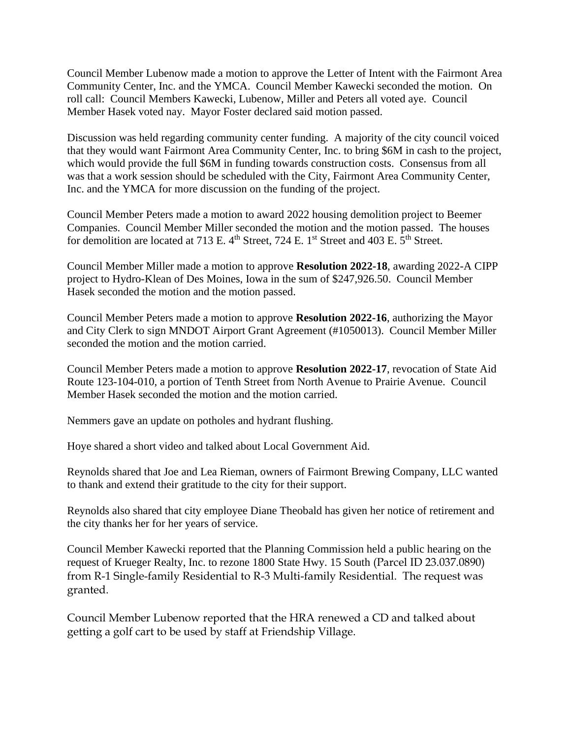Council Member Lubenow made a motion to approve the Letter of Intent with the Fairmont Area Community Center, Inc. and the YMCA. Council Member Kawecki seconded the motion. On roll call: Council Members Kawecki, Lubenow, Miller and Peters all voted aye. Council Member Hasek voted nay. Mayor Foster declared said motion passed.

Discussion was held regarding community center funding. A majority of the city council voiced that they would want Fairmont Area Community Center, Inc. to bring $6M in cash to the project, which would provide the full $6M in funding towards construction costs. Consensus from all was that a work session should be scheduled with the City, Fairmont Area Community Center, Inc. and the YMCA for more discussion on the funding of the project.

Council Member Peters made a motion to award 2022 housing demolition project to Beemer Companies. Council Member Miller seconded the motion and the motion passed. The houses for demolition are located at 713 E. 4th Street, 724 E. 1st Street and 403 E. 5th Street.

Council Member Miller made a motion to approve **Resolution 2022-18**, awarding 2022-A CIPP project to Hydro-Klean of Des Moines, Iowa in the sum of $247,926.50. Council Member Hasek seconded the motion and the motion passed.

Council Member Peters made a motion to approve **Resolution 2022-16**, authorizing the Mayor and City Clerk to sign MNDOT Airport Grant Agreement (#1050013). Council Member Miller seconded the motion and the motion carried.

Council Member Peters made a motion to approve **Resolution 2022-17**, revocation of State Aid Route 123-104-010, a portion of Tenth Street from North Avenue to Prairie Avenue. Council Member Hasek seconded the motion and the motion carried.

Nemmers gave an update on potholes and hydrant flushing.

Hoye shared a short video and talked about Local Government Aid.

Reynolds shared that Joe and Lea Rieman, owners of Fairmont Brewing Company, LLC wanted to thank and extend their gratitude to the city for their support.

Reynolds also shared that city employee Diane Theobald has given her notice of retirement and the city thanks her for her years of service.

Council Member Kawecki reported that the Planning Commission held a public hearing on the request of Krueger Realty, Inc. to rezone 1800 State Hwy. 15 South (Parcel ID 23.037.0890) from R-1 Single-family Residential to R-3 Multi-family Residential. The request was granted.

Council Member Lubenow reported that the HRA renewed a CD and talked about getting a golf cart to be used by staff at Friendship Village.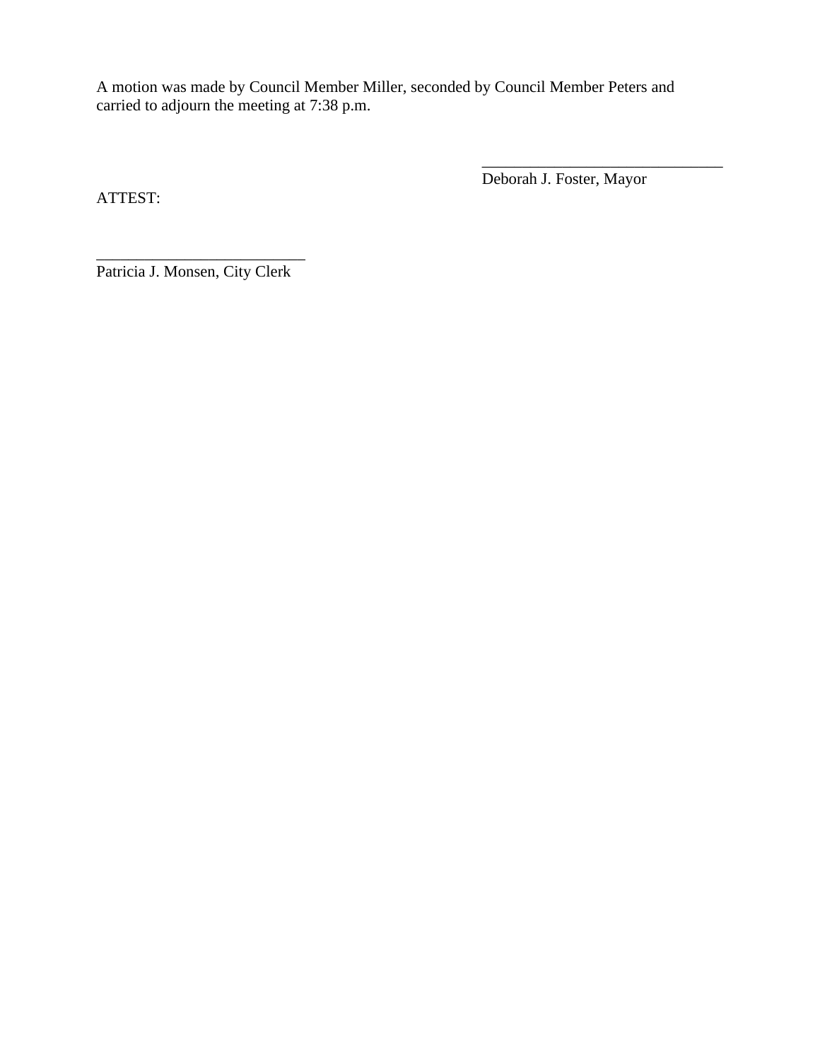A motion was made by Council Member Miller, seconded by Council Member Peters and carried to adjourn the meeting at 7:38 p.m.

\_\_\_\_\_\_\_\_\_\_\_\_\_\_\_\_\_\_\_\_\_\_\_\_\_\_\_\_\_\_\_\_
Deborah J. Foster, Mayor

ATTEST:

\_\_\_\_\_\_\_\_\_\_\_\_\_\_\_\_\_\_\_\_\_\_\_\_\_\_\_\_
Patricia J. Monsen, City Clerk